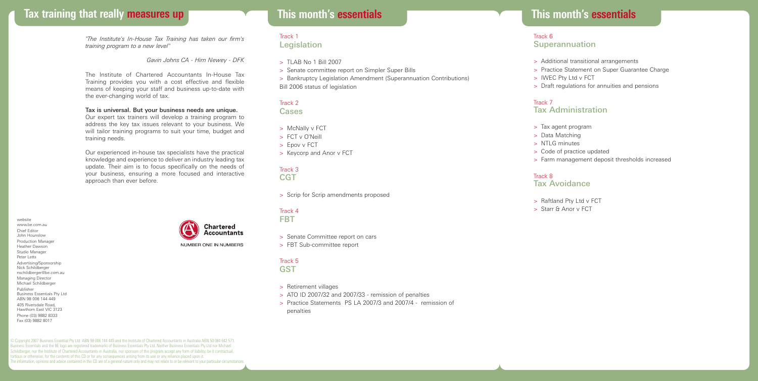# Tax training that really measures up

*"The Institute's In-House Tax Training has taken our firm's training program to a new level"*

*Gavin Johns CA - Hirn Newey - DFK*

The Institute of Chartered Accountants In-House Tax Training provides you with a cost effective and flexible means of keeping your staff and business up-to-date with the ever-changing world of tax.

**Tax is universal. But your business needs are unique.**
Our expert tax trainers will develop a training program to address the key tax issues relevant to your business. We will tailor training programs to suit your time, budget and training needs.

Our experienced in-house tax specialists have the practical knowledge and experience to deliver an industry leading tax update. Their aim is to focus specifically on the needs of your business, ensuring a more focused and interactive approach than ever before.

Chartered Accountants
NUMBER ONE IN NUMBERS

website
www.be.com.au
Chief Editor
John Hounslow
Production Manager
Heather Dawson
Studio Manager
Peter Letts
Advertising/Sponsorship
Nick Schildberger
nschildberger@be.com.au
Managing Director
Michael Schildberger
Publisher
Business Essentials Pty Ltd
ABN 98 006 144 449
405 Riversdale Road,
Hawthorn East VIC 3123
Phone (03) 9882 8333
Fax (03) 9882 8017

© Copyright 2007 Business Essential Pty Ltd ABN 98 006 144 449 and the Institute of Chartered Accountants in Australia ABN 50 084 642 571. Business Essentials and the BE logo are registered trademarks of Business Essentials Pty Ltd. Neither Business Essentials Pty Ltd nor Michael Schildberger, nor the Institute of Chartered Accountants in Australia, nor sponsors of this program accept any form of liability, be it contractual, tortious or otherwise, for the contents of this CD or for any consequences arising from its use or any reliance placed upon it. The information, opinions and advice contained in this CD are of a general nature only and may not relate to or be relevant to your particular circumstances.

# This month's essentials

Track 1
## Legislation

- TLAB No 1 Bill 2007
- Senate committee report on Simpler Super Bills
- Bankruptcy Legislation Amendment (Superannuation Contributions) Bill 2006 status of legislation

Track 2
## Cases

- McNally v FCT
- FCT v O'Neill
- Epov v FCT
- Keycorp and Anor v FCT

Track 3
## CGT

- Scrip for Scrip amendments proposed

Track 4
## FBT

- Senate Committee report on cars
- FBT Sub-committee report

Track 5
## GST

- Retirement villages
- ATO ID 2007/32 and 2007/33 - remission of penalties
- Practice Statements PS LA 2007/3 and 2007/4 - remission of penalties

# This month's essentials

Track 6
## Superannuation

- Additional transitional arrangements
- Practice Statement on Super Guarantee Charge
- IWEC Pty Ltd v FCT
- Draft regulations for annuities and pensions

Track 7
## Tax Administration

- Tax agent program
- Data Matching
- NTLG minutes
- Code of practice updated
- Farm management deposit thresholds increased

Track 8
## Tax Avoidance

- Raftland Pty Ltd v FCT
- Starr & Anor v FCT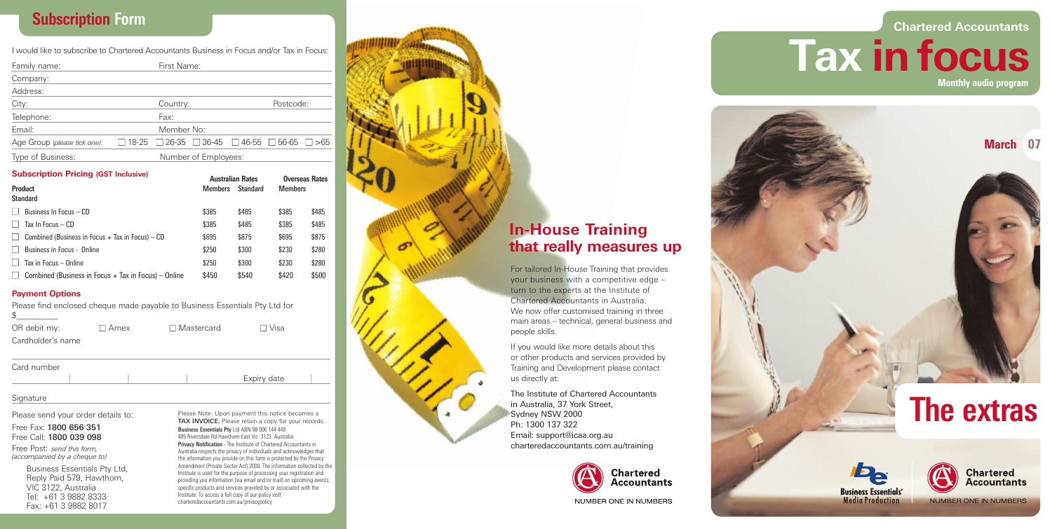## Subscription Form

I would like to subscribe to Chartered Accountants Business in Focus and/or Tax in Focus:

Family name: First Name:

Company:

Address:

City: Country: Postcode:

Telephone: Fax:

Email: Member No:

Age Group (*please tick one*): ☐ 18-25 ☐ 26-35 ☐ 36-45 ☐ 46-55 ☐ 56-65 ☐ >65

Type of Business: Number of Employees:

### Subscription Pricing (GST Inclusive)

| Product | Australian Rates | | Overseas Rates | |
|---|---|---|---|---|
| | Members | Standard | Members | Standard |
| ☐ Business In Focus – CD | $385 | $485 | $385 | $485 |
| ☐ Tax In Focus – CD | $385 | $485 | $385 | $485 |
| ☐ Combined (Business in Focus + Tax in Focus) – CD | $695 | $875 | $695 | $875 |
| ☐ Business in Focus - Online | $250 | $300 | $230 | $280 |
| ☐ Tax in Focus – Online | $250 | $300 | $230 | $280 |
| ☐ Combined (Business in Focus + Tax in Focus) – Online | $450 | $540 | $420 | $500 |

### Payment Options

Please find enclosed cheque made payable to Business Essentials Pty Ltd for $________

OR debit my: ☐ Amex ☐ Mastercard ☐ Visa

Cardholder's name

Card number

Expiry date

Signature

Please send your order details to:

Free Fax: 1800 656 351
Free Call: 1800 039 098

Free Post: *send this form, (accompanied by a cheque to)*

Business Essentials Pty Ltd,
Reply Paid 579, Hawthorn,
VIC 3122, Australia
Tel: +61 3 9882 8333
Fax: +61 3 9882 8017

Please Note: Upon payment this notice becomes a **TAX INVOICE.** Please retain a copy for your records.
**Business Essentials Pty** Ltd ABN 98 006 144 449
405 Riversdale Rd Hawthorn East Vic 3123 Australia
**Privacy Notification** - The Institute of Chartered Accountants in Australia respects the privacy of individuals and acknowledges that the information you provide on this form is protected by the Privacy Amendment (Private Sector Act) 2000. The information collected by the Institute is used for the purpose of processing your registration and providing you information (via email and/or mail) on upcoming events, specific products and services provided by or associated with the Institute. To access a full copy of our policy visit charteredaccountants.com.au/privacypolicy

## In-House Training that really measures up

For tailored In-House Training that provides your business with a competitive edge – turn to the experts at the Institute of Chartered Accountants in Australia. We now offer customised training in three main areas – technical, general business and people skills.

If you would like more details about this or other products and services provided by Training and Development please contact us directly at:

The Institute of Chartered Accountants in Australia, 37 York Street, Sydney NSW 2000
Ph: 1300 137 322
Email: support@icaa.org.au
charteredaccountants.com.au/training

Chartered Accountants
NUMBER ONE IN NUMBERS

Chartered Accountants

# Tax in focus

Monthly audio program

March 07

# The extras

Business Essentials® Media Production

Chartered Accountants
NUMBER ONE IN NUMBERS